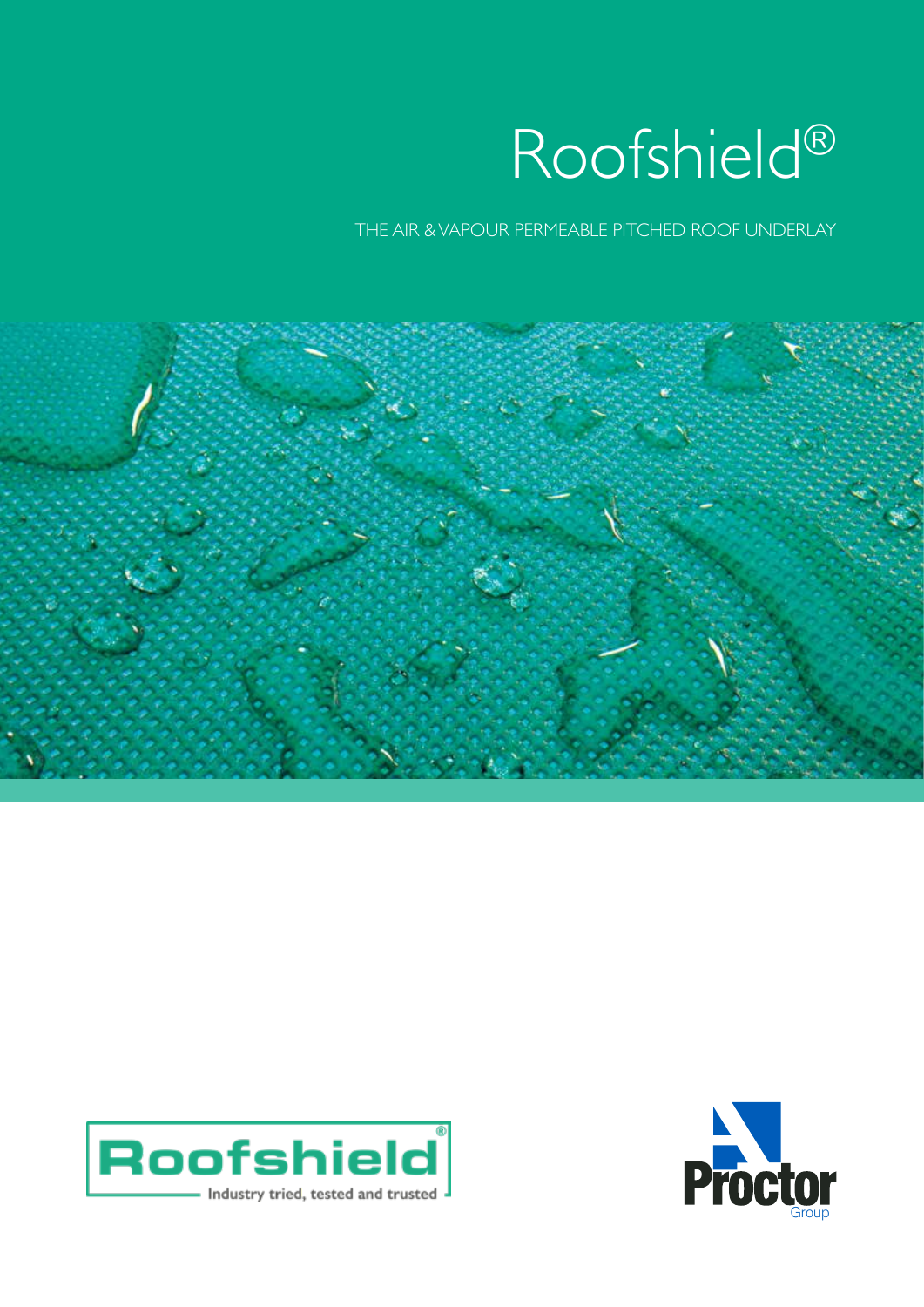# Roofshield®

THE AIR & VAPOUR PERMEABLE PITCHED ROOF UNDERLAY

Roofshield®

Industry tried, tested and trusted

Proctor Group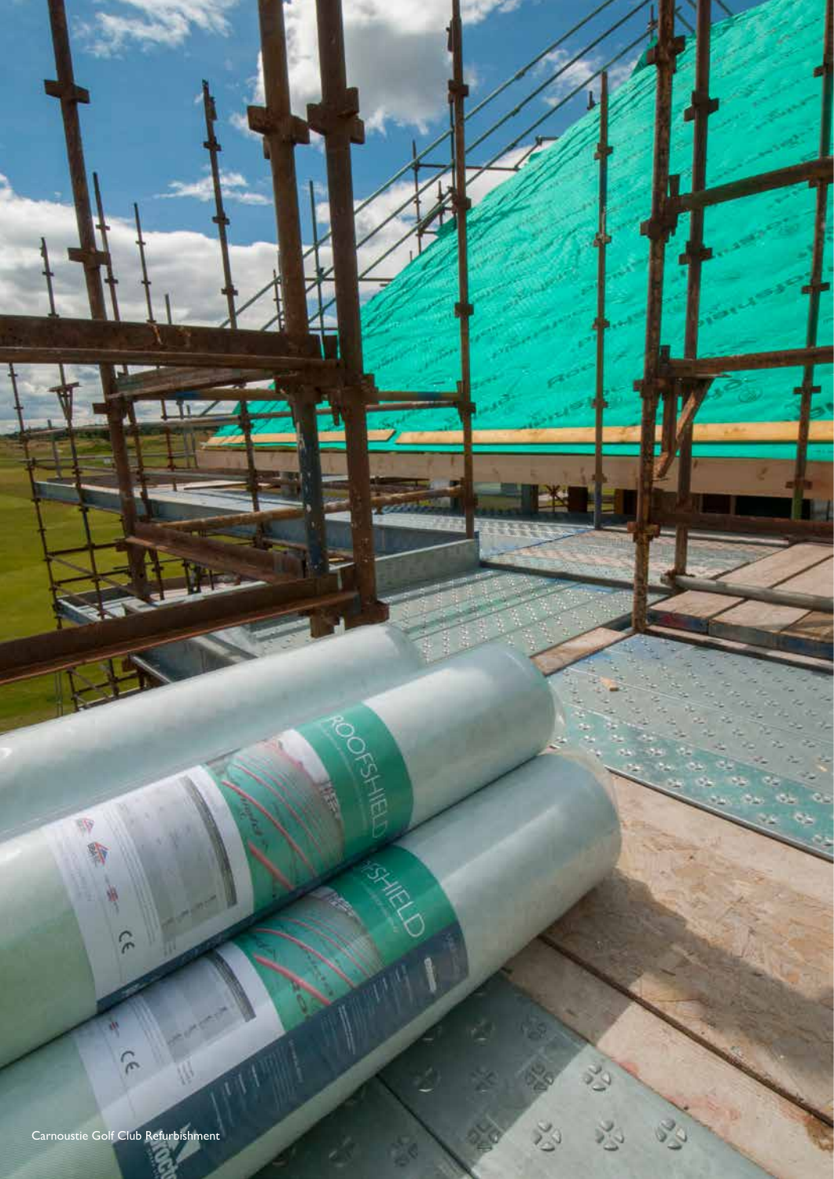Carnoustie Golf Club Refurbishment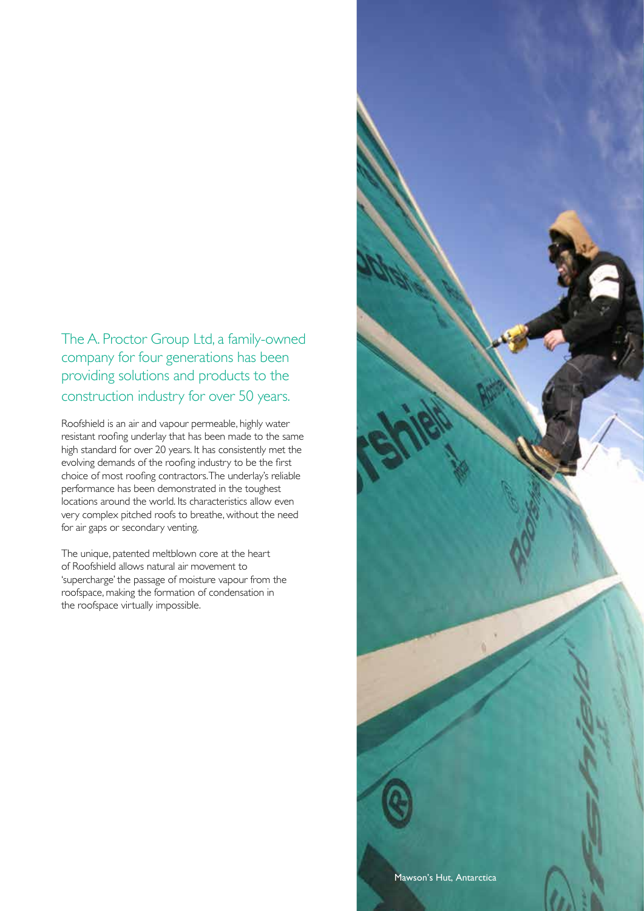## The A. Proctor Group Ltd, a family-owned company for four generations has been providing solutions and products to the construction industry for over 50 years.

Roofshield is an air and vapour permeable, highly water resistant roofing underlay that has been made to the same high standard for over 20 years. It has consistently met the evolving demands of the roofing industry to be the first choice of most roofing contractors. The underlay's reliable performance has been demonstrated in the toughest locations around the world. Its characteristics allow even very complex pitched roofs to breathe, without the need for air gaps or secondary venting.

The unique, patented meltblown core at the heart of Roofshield allows natural air movement to 'supercharge' the passage of moisture vapour from the roofspace, making the formation of condensation in the roofspace virtually impossible.

Mawson's Hut, Antarctica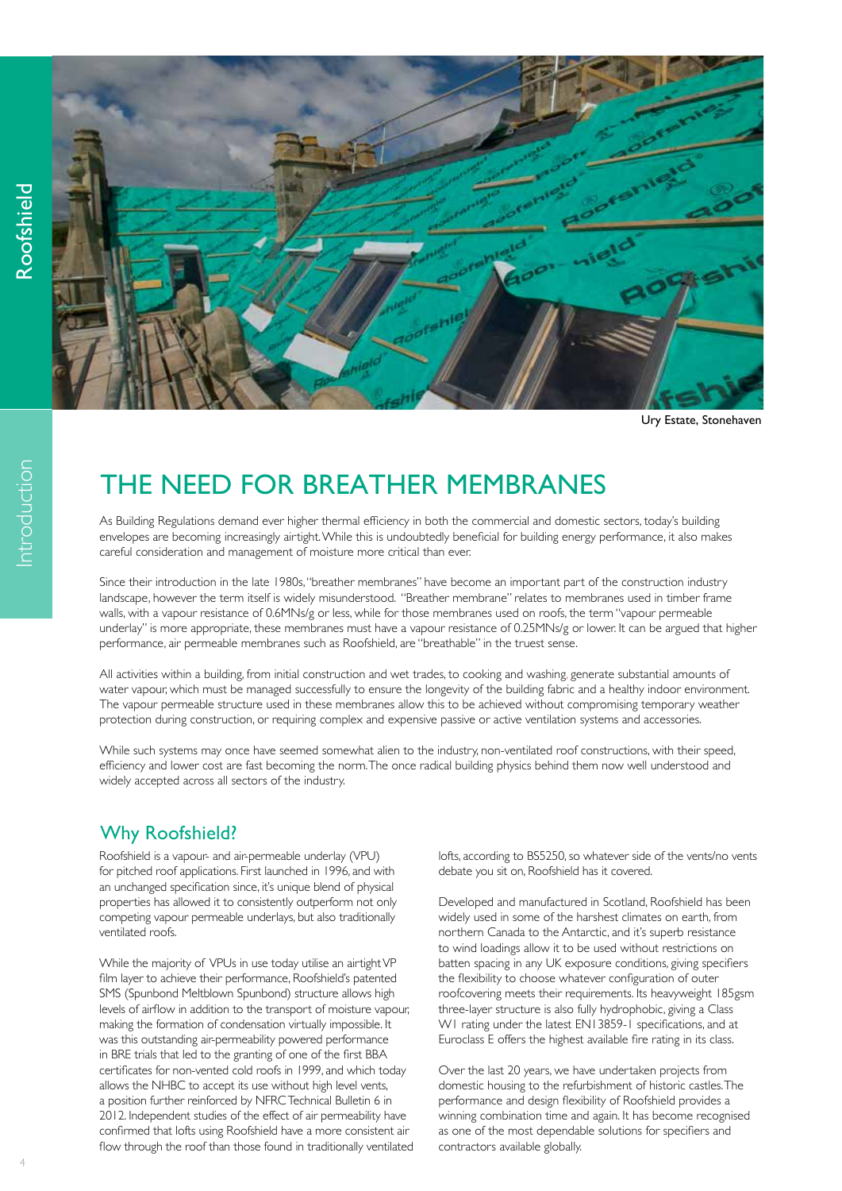Ury Estate, Stonehaven

# THE NEED FOR BREATHER MEMBRANES

As Building Regulations demand ever higher thermal efficiency in both the commercial and domestic sectors, today's building envelopes are becoming increasingly airtight. While this is undoubtedly beneficial for building energy performance, it also makes careful consideration and management of moisture more critical than ever.

Since their introduction in the late 1980s, "breather membranes" have become an important part of the construction industry landscape, however the term itself is widely misunderstood. "Breather membrane" relates to membranes used in timber frame walls, with a vapour resistance of 0.6MNs/g or less, while for those membranes used on roofs, the term "vapour permeable underlay" is more appropriate, these membranes must have a vapour resistance of 0.25MNs/g or lower. It can be argued that higher performance, air permeable membranes such as Roofshield, are "breathable" in the truest sense.

All activities within a building, from initial construction and wet trades, to cooking and washing, generate substantial amounts of water vapour, which must be managed successfully to ensure the longevity of the building fabric and a healthy indoor environment. The vapour permeable structure used in these membranes allow this to be achieved without compromising temporary weather protection during construction, or requiring complex and expensive passive or active ventilation systems and accessories.

While such systems may once have seemed somewhat alien to the industry, non-ventilated roof constructions, with their speed, efficiency and lower cost are fast becoming the norm. The once radical building physics behind them now well understood and widely accepted across all sectors of the industry.

## Why Roofshield?

Roofshield is a vapour- and air-permeable underlay (VPU) for pitched roof applications. First launched in 1996, and with an unchanged specification since, it's unique blend of physical properties has allowed it to consistently outperform not only competing vapour permeable underlays, but also traditionally ventilated roofs.

While the majority of VPUs in use today utilise an airtight VP film layer to achieve their performance, Roofshield's patented SMS (Spunbond Meltblown Spunbond) structure allows high levels of airflow in addition to the transport of moisture vapour, making the formation of condensation virtually impossible. It was this outstanding air-permeability powered performance in BRE trials that led to the granting of one of the first BBA certificates for non-vented cold roofs in 1999, and which today allows the NHBC to accept its use without high level vents, a position further reinforced by NFRC Technical Bulletin 6 in 2012. Independent studies of the effect of air permeability have confirmed that lofts using Roofshield have a more consistent air flow through the roof than those found in traditionally ventilated lofts, according to BS5250, so whatever side of the vents/no vents debate you sit on, Roofshield has it covered.

Developed and manufactured in Scotland, Roofshield has been widely used in some of the harshest climates on earth, from northern Canada to the Antarctic, and it's superb resistance to wind loadings allow it to be used without restrictions on batten spacing in any UK exposure conditions, giving specifiers the flexibility to choose whatever configuration of outer roofcovering meets their requirements. Its heavyweight 185gsm three-layer structure is also fully hydrophobic, giving a Class W1 rating under the latest EN13859-1 specifications, and at Euroclass E offers the highest available fire rating in its class.

Over the last 20 years, we have undertaken projects from domestic housing to the refurbishment of historic castles. The performance and design flexibility of Roofshield provides a winning combination time and again. It has become recognised as one of the most dependable solutions for specifiers and contractors available globally.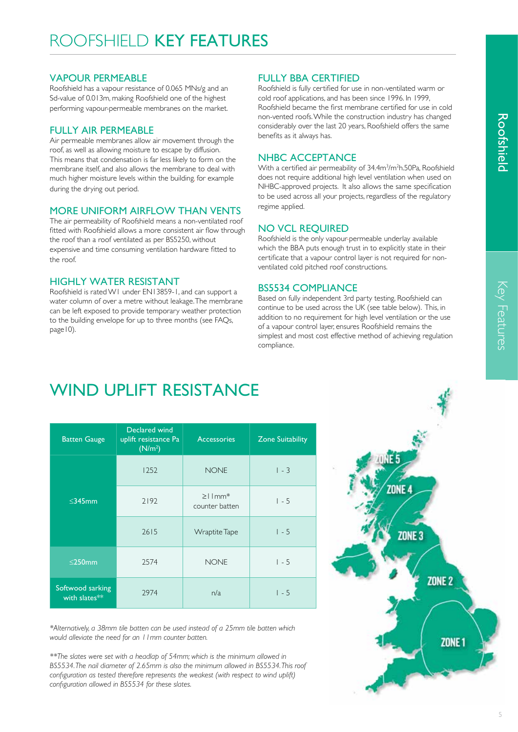# ROOFSHIELD **KEY FEATURES**

## VAPOUR PERMEABLE

Roofshield has a vapour resistance of 0.065 MNs/g and an Sd-value of 0.013m, making Roofshield one of the highest performing vapour-permeable membranes on the market.

## FULLY AIR PERMEABLE

Air permeable membranes allow air movement through the roof, as well as allowing moisture to escape by diffusion. This means that condensation is far less likely to form on the membrane itself, and also allows the membrane to deal with much higher moisture levels within the building, for example during the drying out period.

## MORE UNIFORM AIRFLOW THAN VENTS

The air permeability of Roofshield means a non-ventilated roof fitted with Roofshield allows a more consistent air flow through the roof than a roof ventilated as per BS5250, without expensive and time consuming ventilation hardware fitted to the roof.

## HIGHLY WATER RESISTANT

Roofshield is rated W1 under EN13859-1, and can support a water column of over a metre without leakage. The membrane can be left exposed to provide temporary weather protection to the building envelope for up to three months (see FAQs, page10).

## FULLY BBA CERTIFIED

Roofshield is fully certified for use in non-ventilated warm or cold roof applications, and has been since 1996. In 1999, Roofshield became the first membrane certified for use in cold non-vented roofs. While the construction industry has changed considerably over the last 20 years, Roofshield offers the same benefits as it always has.

## NHBC ACCEPTANCE

With a certified air permeability of 34.4m$^3$/m$^2$h.50Pa, Roofshield does not require additional high level ventilation when used on NHBC-approved projects. It also allows the same specification to be used across all your projects, regardless of the regulatory regime applied.

## NO VCL REQUIRED

Roofshield is the only vapour-permeable underlay available which the BBA puts enough trust in to explicitly state in their certificate that a vapour control layer is not required for non-ventilated cold pitched roof constructions.

## BS5534 COMPLIANCE

Based on fully independent 3rd party testing, Roofshield can continue to be used across the UK (see table below). This, in addition to no requirement for high level ventilation or the use of a vapour control layer, ensures Roofshield remains the simplest and most cost effective method of achieving regulation compliance.

# WIND UPLIFT RESISTANCE

| Batten Gauge | Declared wind uplift resistance Pa (N/m$^2$) | Accessories | Zone Suitability |
|---|---|---|---|
| ≤345mm | 1252 | NONE | 1 - 3 |
| | 2192 | ≥11mm* counter batten | 1 - 5 |
| | 2615 | Wraptite Tape | 1 - 5 |
| ≤250mm | 2574 | NONE | 1 - 5 |
| Softwood sarking with slates** | 2974 | n/a | 1 - 5 |

*\*Alternatively, a 38mm tile batten can be used instead of a 25mm tile batten which would alleviate the need for an 11mm counter batten.*

*\*\*The slates were set with a headlap of 54mm; which is the minimum allowed in BS5534. The nail diameter of 2.65mm is also the minimum allowed in BS5534. This roof configuration as tested therefore represents the weakest (with respect to wind uplift) configuration allowed in BS5534 for these slates.*

ZONE 5
ZONE 4
ZONE 3
ZONE 2
ZONE 1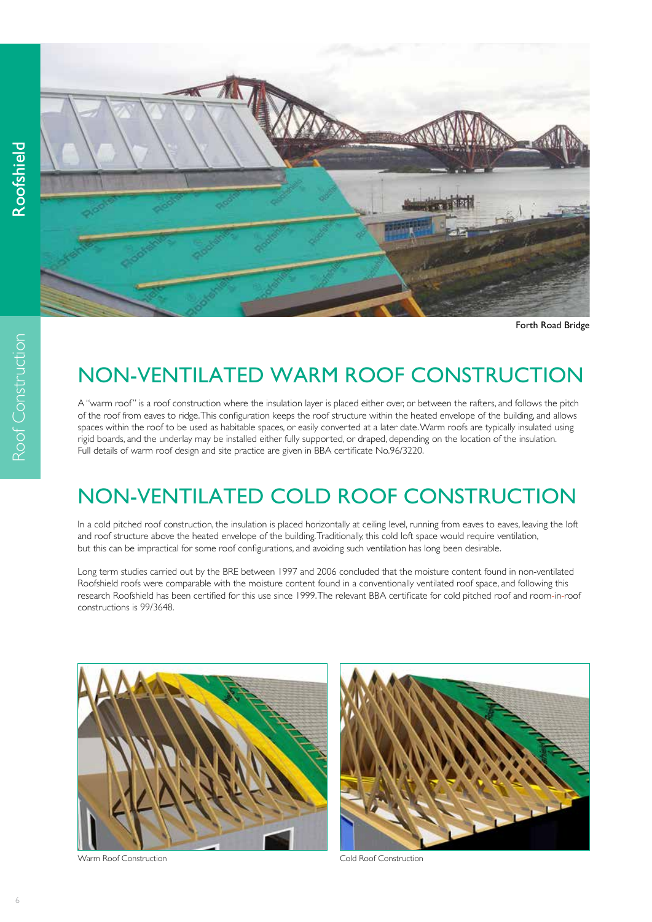Forth Road Bridge

## NON-VENTILATED WARM ROOF CONSTRUCTION

A "warm roof" is a roof construction where the insulation layer is placed either over, or between the rafters, and follows the pitch of the roof from eaves to ridge. This configuration keeps the roof structure within the heated envelope of the building, and allows spaces within the roof to be used as habitable spaces, or easily converted at a later date. Warm roofs are typically insulated using rigid boards, and the underlay may be installed either fully supported, or draped, depending on the location of the insulation. Full details of warm roof design and site practice are given in BBA certificate No.96/3220.

## NON-VENTILATED COLD ROOF CONSTRUCTION

In a cold pitched roof construction, the insulation is placed horizontally at ceiling level, running from eaves to eaves, leaving the loft and roof structure above the heated envelope of the building. Traditionally, this cold loft space would require ventilation, but this can be impractical for some roof configurations, and avoiding such ventilation has long been desirable.

Long term studies carried out by the BRE between 1997 and 2006 concluded that the moisture content found in non-ventilated Roofshield roofs were comparable with the moisture content found in a conventionally ventilated roof space, and following this research Roofshield has been certified for this use since 1999. The relevant BBA certificate for cold pitched roof and room-in-roof constructions is 99/3648.

Warm Roof Construction

Cold Roof Construction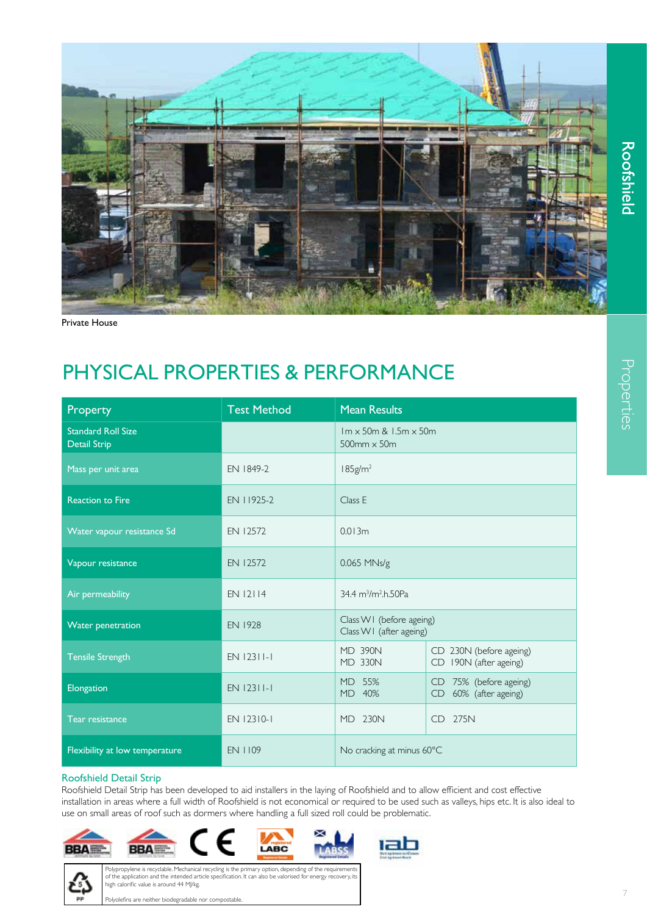Private House

# PHYSICAL PROPERTIES & PERFORMANCE

| Property | Test Method | Mean Results | |
|---|---|---|---|
| Standard Roll Size<br>Detail Strip | | 1m x 50m & 1.5m x 50m<br>500mm x 50m | |
| Mass per unit area | EN 1849-2 | 185g/m$^2$ | |
| Reaction to Fire | EN 11925-2 | Class E | |
| Water vapour resistance Sd | EN 12572 | 0.013m | |
| Vapour resistance | EN 12572 | 0.065 MNs/g | |
| Air permeability | EN 12114 | 34.4 m$^3$/m$^2$.h.50Pa | |
| Water penetration | EN 1928 | Class W1 (before ageing)<br>Class W1 (after ageing) | |
| Tensile Strength | EN 12311-1 | MD 390N<br>MD 330N | CD 230N (before ageing)<br>CD 190N (after ageing) |
| Elongation | EN 12311-1 | MD 55%<br>MD 40% | CD 75% (before ageing)<br>CD 60% (after ageing) |
| Tear resistance | EN 12310-1 | MD 230N | CD 275N |
| Flexibility at low temperature | EN 1109 | No cracking at minus 60°C | |

## Roofshield Detail Strip

Roofshield Detail Strip has been developed to aid installers in the laying of Roofshield and to allow efficient and cost effective installation in areas where a full width of Roofshield is not economical or required to be used such as valleys, hips etc. It is also ideal to use on small areas of roof such as dormers where handling a full sized roll could be problematic.

Polypropylene is recyclable. Mechanical recycling is the primary option, depending of the requirements of the application and the intended article specification. It can also be valorised for energy recovery, its high calorific value is around 44 MJ/kg.

Polyolefins are neither biodegradable nor compostable.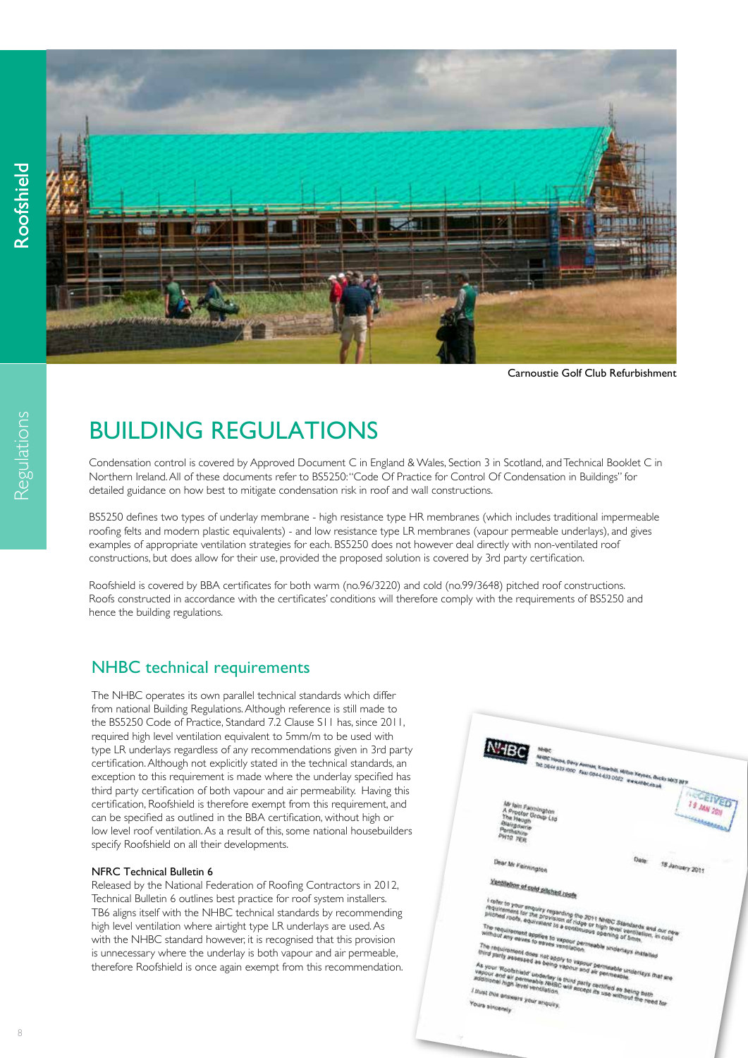Carnoustie Golf Club Refurbishment

# BUILDING REGULATIONS

Condensation control is covered by Approved Document C in England & Wales, Section 3 in Scotland, and Technical Booklet C in Northern Ireland. All of these documents refer to BS5250: "Code Of Practice for Control Of Condensation in Buildings" for detailed guidance on how best to mitigate condensation risk in roof and wall constructions.

BS5250 defines two types of underlay membrane - high resistance type HR membranes (which includes traditional impermeable roofing felts and modern plastic equivalents) - and low resistance type LR membranes (vapour permeable underlays), and gives examples of appropriate ventilation strategies for each. BS5250 does not however deal directly with non-ventilated roof constructions, but does allow for their use, provided the proposed solution is covered by 3rd party certification.

Roofshield is covered by BBA certificates for both warm (no.96/3220) and cold (no.99/3648) pitched roof constructions. Roofs constructed in accordance with the certificates' conditions will therefore comply with the requirements of BS5250 and hence the building regulations.

## NHBC technical requirements

The NHBC operates its own parallel technical standards which differ from national Building Regulations. Although reference is still made to the BS5250 Code of Practice, Standard 7.2 Clause S11 has, since 2011, required high level ventilation equivalent to 5mm/m to be used with type LR underlays regardless of any recommendations given in 3rd party certification. Although not explicitly stated in the technical standards, an exception to this requirement is made where the underlay specified has third party certification of both vapour and air permeability. Having this certification, Roofshield is therefore exempt from this requirement, and can be specified as outlined in the BBA certification, without high or low level roof ventilation. As a result of this, some national housebuilders specify Roofshield on all their developments.

### NFRC Technical Bulletin 6

Released by the National Federation of Roofing Contractors in 2012, Technical Bulletin 6 outlines best practice for roof system installers. TB6 aligns itself with the NHBC technical standards by recommending high level ventilation where airtight type LR underlays are used. As with the NHBC standard however, it is recognised that this provision is unnecessary where the underlay is both vapour and air permeable, therefore Roofshield is once again exempt from this recommendation.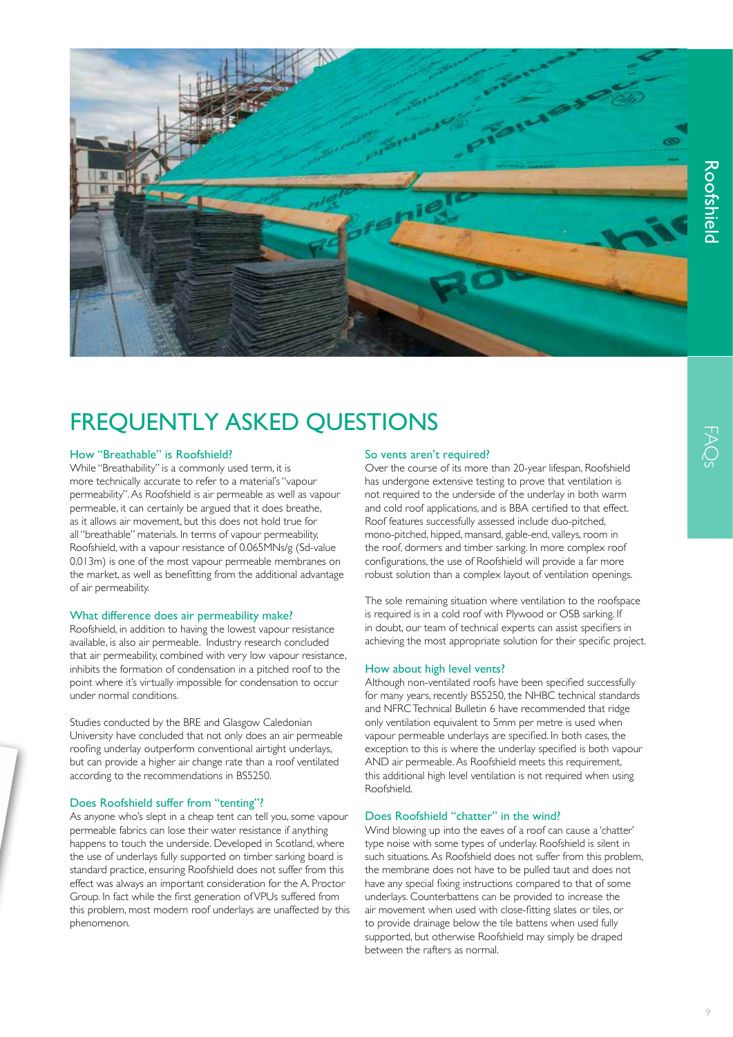# FREQUENTLY ASKED QUESTIONS

## How "Breathable" is Roofshield?

While "Breathability" is a commonly used term, it is more technically accurate to refer to a material's "vapour permeability". As Roofshield is air permeable as well as vapour permeable, it can certainly be argued that it does breathe, as it allows air movement, but this does not hold true for all "breathable" materials. In terms of vapour permeability, Roofshield, with a vapour resistance of 0.065MNs/g (Sd-value 0.013m) is one of the most vapour permeable membranes on the market, as well as benefitting from the additional advantage of air permeability.

## What difference does air permeability make?

Roofshield, in addition to having the lowest vapour resistance available, is also air permeable. Industry research concluded that air permeability, combined with very low vapour resistance, inhibits the formation of condensation in a pitched roof to the point where it's virtually impossible for condensation to occur under normal conditions.

Studies conducted by the BRE and Glasgow Caledonian University have concluded that not only does an air permeable roofing underlay outperform conventional airtight underlays, but can provide a higher air change rate than a roof ventilated according to the recommendations in BS5250.

## Does Roofshield suffer from "tenting"?

As anyone who's slept in a cheap tent can tell you, some vapour permeable fabrics can lose their water resistance if anything happens to touch the underside. Developed in Scotland, where the use of underlays fully supported on timber sarking board is standard practice, ensuring Roofshield does not suffer from this effect was always an important consideration for the A. Proctor Group. In fact while the first generation of VPUs suffered from this problem, most modern roof underlays are unaffected by this phenomenon.

## So vents aren't required?

Over the course of its more than 20-year lifespan, Roofshield has undergone extensive testing to prove that ventilation is not required to the underside of the underlay in both warm and cold roof applications, and is BBA certified to that effect. Roof features successfully assessed include duo-pitched, mono-pitched, hipped, mansard, gable-end, valleys, room in the roof, dormers and timber sarking. In more complex roof configurations, the use of Roofshield will provide a far more robust solution than a complex layout of ventilation openings.

The sole remaining situation where ventilation to the roofspace is required is in a cold roof with Plywood or OSB sarking. If in doubt, our team of technical experts can assist specifiers in achieving the most appropriate solution for their specific project.

## How about high level vents?

Although non-ventilated roofs have been specified successfully for many years, recently BS5250, the NHBC technical standards and NFRC Technical Bulletin 6 have recommended that ridge only ventilation equivalent to 5mm per metre is used when vapour permeable underlays are specified. In both cases, the exception to this is where the underlay specified is both vapour AND air permeable. As Roofshield meets this requirement, this additional high level ventilation is not required when using Roofshield.

## Does Roofshield "chatter" in the wind?

Wind blowing up into the eaves of a roof can cause a 'chatter' type noise with some types of underlay. Roofshield is silent in such situations. As Roofshield does not suffer from this problem, the membrane does not have to be pulled taut and does not have any special fixing instructions compared to that of some underlays. Counterbattens can be provided to increase the air movement when used with close-fitting slates or tiles, or to provide drainage below the tile battens when used fully supported, but otherwise Roofshield may simply be draped between the rafters as normal.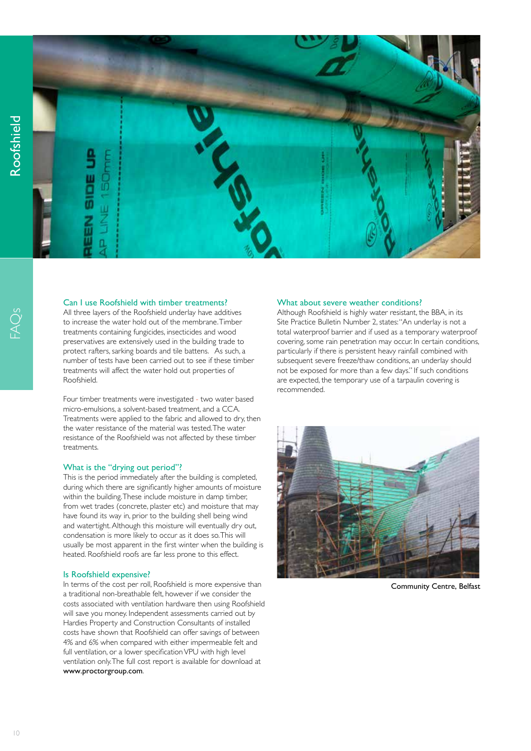### Can I use Roofshield with timber treatments?

All three layers of the Roofshield underlay have additives to increase the water hold out of the membrane. Timber treatments containing fungicides, insecticides and wood preservatives are extensively used in the building trade to protect rafters, sarking boards and tile battens. As such, a number of tests have been carried out to see if these timber treatments will affect the water hold out properties of Roofshield.

Four timber treatments were investigated - two water based micro-emulsions, a solvent-based treatment, and a CCA. Treatments were applied to the fabric and allowed to dry, then the water resistance of the material was tested. The water resistance of the Roofshield was not affected by these timber treatments.

### What is the "drying out period"?

This is the period immediately after the building is completed, during which there are significantly higher amounts of moisture within the building. These include moisture in damp timber, from wet trades (concrete, plaster etc) and moisture that may have found its way in, prior to the building shell being wind and watertight. Although this moisture will eventually dry out, condensation is more likely to occur as it does so. This will usually be most apparent in the first winter when the building is heated. Roofshield roofs are far less prone to this effect.

### Is Roofshield expensive?

In terms of the cost per roll, Roofshield is more expensive than a traditional non-breathable felt, however if we consider the costs associated with ventilation hardware then using Roofshield will save you money. Independent assessments carried out by Hardies Property and Construction Consultants of installed costs have shown that Roofshield can offer savings of between 4% and 6% when compared with either impermeable felt and full ventilation, or a lower specification VPU with high level ventilation only. The full cost report is available for download at **www.proctorgroup.com**.

### What about severe weather conditions?

Although Roofshield is highly water resistant, the BBA, in its Site Practice Bulletin Number 2, states: "An underlay is not a total waterproof barrier and if used as a temporary waterproof covering, some rain penetration may occur. In certain conditions, particularly if there is persistent heavy rainfall combined with subsequent severe freeze/thaw conditions, an underlay should not be exposed for more than a few days." If such conditions are expected, the temporary use of a tarpaulin covering is recommended.

Community Centre, Belfast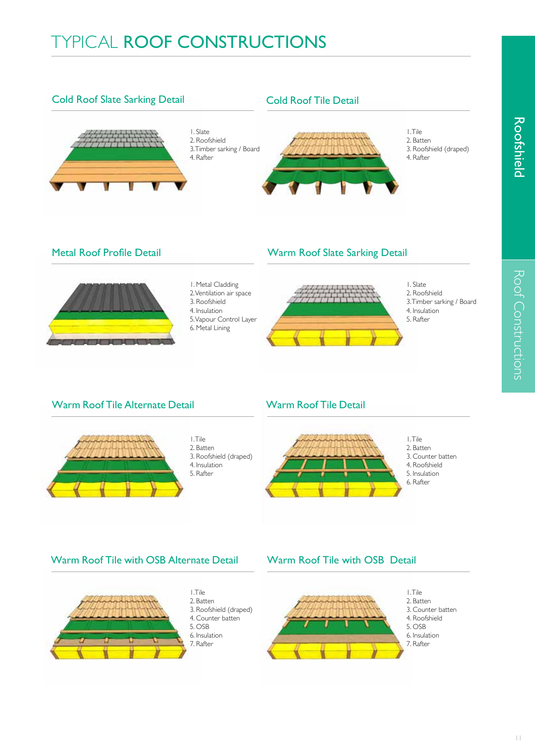# TYPICAL ROOF CONSTRUCTIONS

## Cold Roof Slate Sarking Detail

1. Slate
2. Roofshield
3. Timber sarking / Board
4. Rafter

## Cold Roof Tile Detail

1. Tile
2. Batten
3. Roofshield (draped)
4. Rafter

## Metal Roof Profile Detail

1. Metal Cladding
2. Ventilation air space
3. Roofshield
4. Insulation
5. Vapour Control Layer
6. Metal Lining

## Warm Roof Slate Sarking Detail

1. Slate
2. Roofshield
3. Timber sarking / Board
4. Insulation
5. Rafter

## Warm Roof Tile Alternate Detail

1. Tile
2. Batten
3. Roofshield (draped)
4. Insulation
5. Rafter

## Warm Roof Tile Detail

1. Tile
2. Batten
3. Counter batten
4. Roofshield
5. Insulation
6. Rafter

## Warm Roof Tile with OSB Alternate Detail

1. Tile
2. Batten
3. Roofshield (draped)
4. Counter batten
5. OSB
6. Insulation
7. Rafter

## Warm Roof Tile with OSB Detail

1. Tile
2. Batten
3. Counter batten
4. Roofshield
5. OSB
6. Insulation
7. Rafter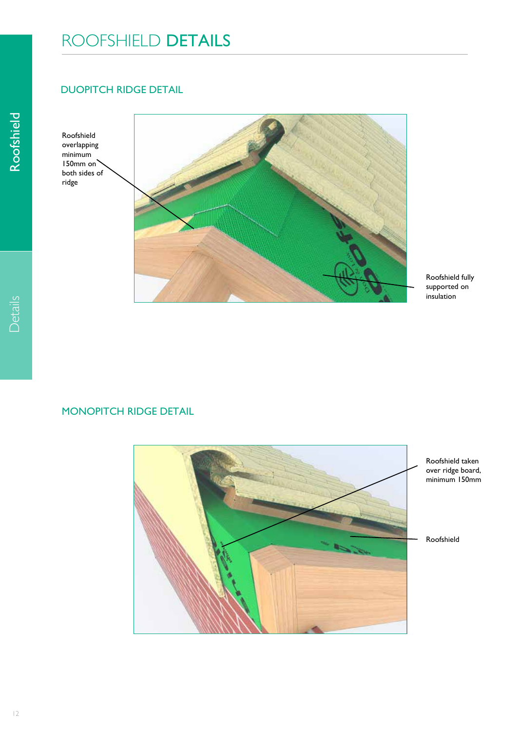# ROOFSHIELD **DETAILS**

## DUOPITCH RIDGE DETAIL

Roofshield overlapping minimum 150mm on both sides of ridge

Roofshield fully supported on insulation

## MONOPITCH RIDGE DETAIL

Roofshield taken over ridge board, minimum 150mm

Roofshield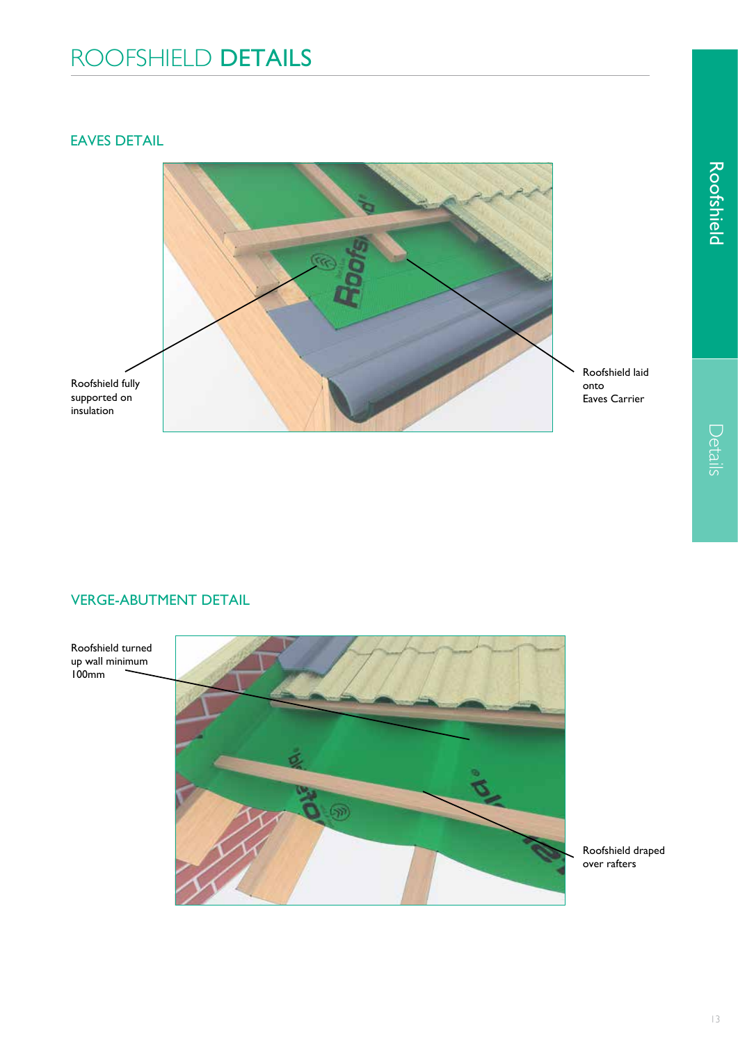# ROOFSHIELD DETAILS

## EAVES DETAIL

Roofshield fully supported on insulation

Roofshield laid onto Eaves Carrier

## VERGE-ABUTMENT DETAIL

Roofshield turned up wall minimum 100mm

Roofshield draped over rafters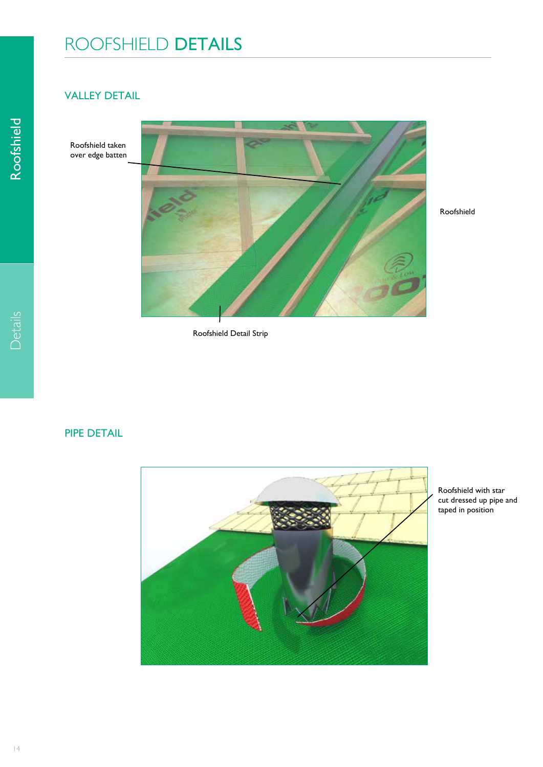# ROOFSHIELD DETAILS

## VALLEY DETAIL

Roofshield taken over edge batten

Roofshield

Roofshield Detail Strip

## PIPE DETAIL

Roofshield with star cut dressed up pipe and taped in position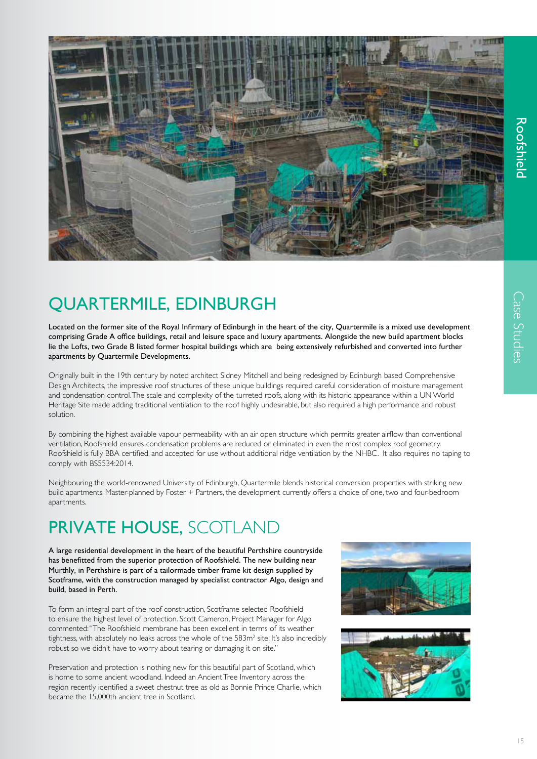# QUARTERMILE, EDINBURGH

**Located on the former site of the Royal Infirmary of Edinburgh in the heart of the city, Quartermile is a mixed use development comprising Grade A office buildings, retail and leisure space and luxury apartments. Alongside the new build apartment blocks lie the Lofts, two Grade B listed former hospital buildings which are being extensively refurbished and converted into further apartments by Quartermile Developments.**

Originally built in the 19th century by noted architect Sidney Mitchell and being redesigned by Edinburgh based Comprehensive Design Architects, the impressive roof structures of these unique buildings required careful consideration of moisture management and condensation control. The scale and complexity of the turreted roofs, along with its historic appearance within a UN World Heritage Site made adding traditional ventilation to the roof highly undesirable, but also required a high performance and robust solution.

By combining the highest available vapour permeability with an air open structure which permits greater airflow than conventional ventilation, Roofshield ensures condensation problems are reduced or eliminated in even the most complex roof geometry. Roofshield is fully BBA certified, and accepted for use without additional ridge ventilation by the NHBC. It also requires no taping to comply with BS5534:2014.

Neighbouring the world-renowned University of Edinburgh, Quartermile blends historical conversion properties with striking new build apartments. Master-planned by Foster + Partners, the development currently offers a choice of one, two and four-bedroom apartments.

# PRIVATE HOUSE, SCOTLAND

**A large residential development in the heart of the beautiful Perthshire countryside has benefitted from the superior protection of Roofshield. The new building near Murthly, in Perthshire is part of a tailormade timber frame kit design supplied by Scotframe, with the construction managed by specialist contractor Algo, design and build, based in Perth.**

To form an integral part of the roof construction, Scotframe selected Roofshield to ensure the highest level of protection. Scott Cameron, Project Manager for Algo commented: "The Roofshield membrane has been excellent in terms of its weather tightness, with absolutely no leaks across the whole of the 583m$^2$ site. It's also incredibly robust so we didn't have to worry about tearing or damaging it on site."

Preservation and protection is nothing new for this beautiful part of Scotland, which is home to some ancient woodland. Indeed an Ancient Tree Inventory across the region recently identified a sweet chestnut tree as old as Bonnie Prince Charlie, which became the 15,000th ancient tree in Scotland.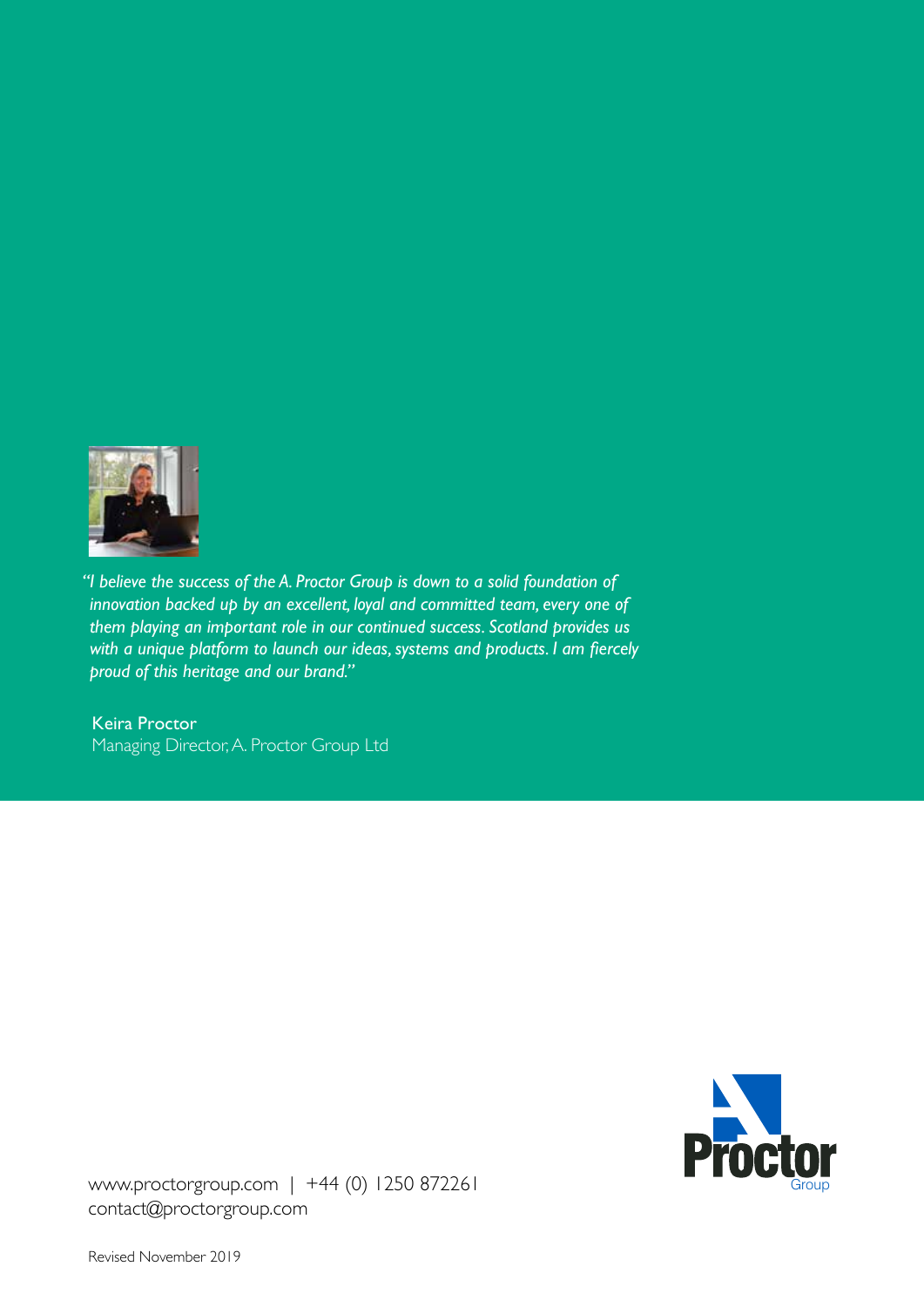*"I believe the success of the A. Proctor Group is down to a solid foundation of innovation backed up by an excellent, loyal and committed team, every one of them playing an important role in our continued success. Scotland provides us with a unique platform to launch our ideas, systems and products. I am fiercely proud of this heritage and our brand."*

Keira Proctor
Managing Director, A. Proctor Group Ltd

Proctor Group

www.proctorgroup.com | +44 (0) 1250 872261
contact@proctorgroup.com

Revised November 2019